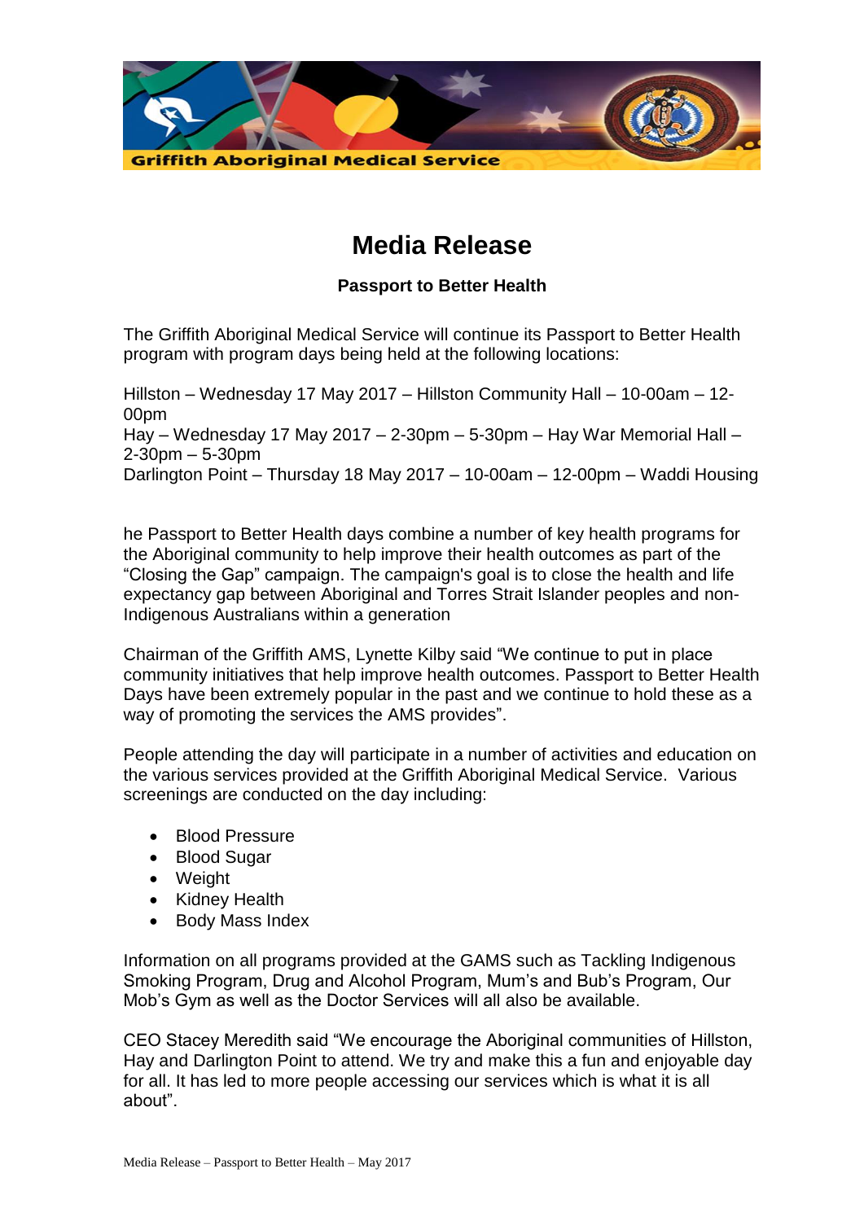Griffith Aboriginal Medical Service

# Media Release

**Passport to Better Health**

The Griffith Aboriginal Medical Service will continue its Passport to Better Health program with program days being held at the following locations:

Hillston – Wednesday 17 May 2017 – Hillston Community Hall – 10-00am – 12-00pm
Hay – Wednesday 17 May 2017 – 2-30pm – 5-30pm – Hay War Memorial Hall – 2-30pm – 5-30pm
Darlington Point – Thursday 18 May 2017 – 10-00am – 12-00pm – Waddi Housing

he Passport to Better Health days combine a number of key health programs for the Aboriginal community to help improve their health outcomes as part of the "Closing the Gap" campaign. The campaign's goal is to close the health and life expectancy gap between Aboriginal and Torres Strait Islander peoples and non-Indigenous Australians within a generation

Chairman of the Griffith AMS, Lynette Kilby said "We continue to put in place community initiatives that help improve health outcomes. Passport to Better Health Days have been extremely popular in the past and we continue to hold these as a way of promoting the services the AMS provides".

People attending the day will participate in a number of activities and education on the various services provided at the Griffith Aboriginal Medical Service. Various screenings are conducted on the day including:

- Blood Pressure
- Blood Sugar
- Weight
- Kidney Health
- Body Mass Index

Information on all programs provided at the GAMS such as Tackling Indigenous Smoking Program, Drug and Alcohol Program, Mum's and Bub's Program, Our Mob's Gym as well as the Doctor Services will all also be available.

CEO Stacey Meredith said "We encourage the Aboriginal communities of Hillston, Hay and Darlington Point to attend. We try and make this a fun and enjoyable day for all. It has led to more people accessing our services which is what it is all about".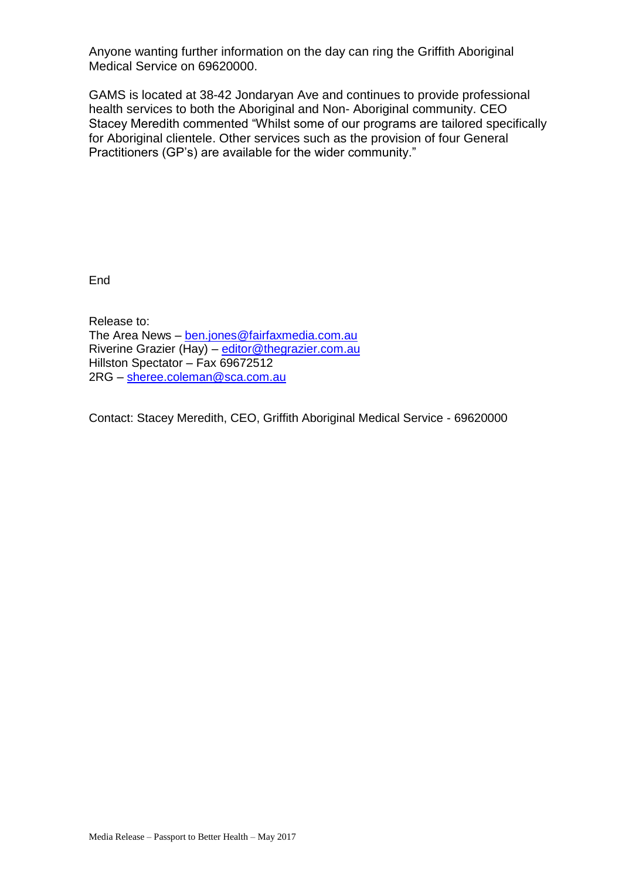Anyone wanting further information on the day can ring the Griffith Aboriginal Medical Service on 69620000.

GAMS is located at 38-42 Jondaryan Ave and continues to provide professional health services to both the Aboriginal and Non- Aboriginal community. CEO Stacey Meredith commented "Whilst some of our programs are tailored specifically for Aboriginal clientele. Other services such as the provision of four General Practitioners (GP's) are available for the wider community."

End

Release to:
The Area News – ben.jones@fairfaxmedia.com.au
Riverine Grazier (Hay) – editor@thegrazier.com.au
Hillston Spectator – Fax 69672512
2RG – sheree.coleman@sca.com.au

Contact: Stacey Meredith, CEO, Griffith Aboriginal Medical Service - 69620000